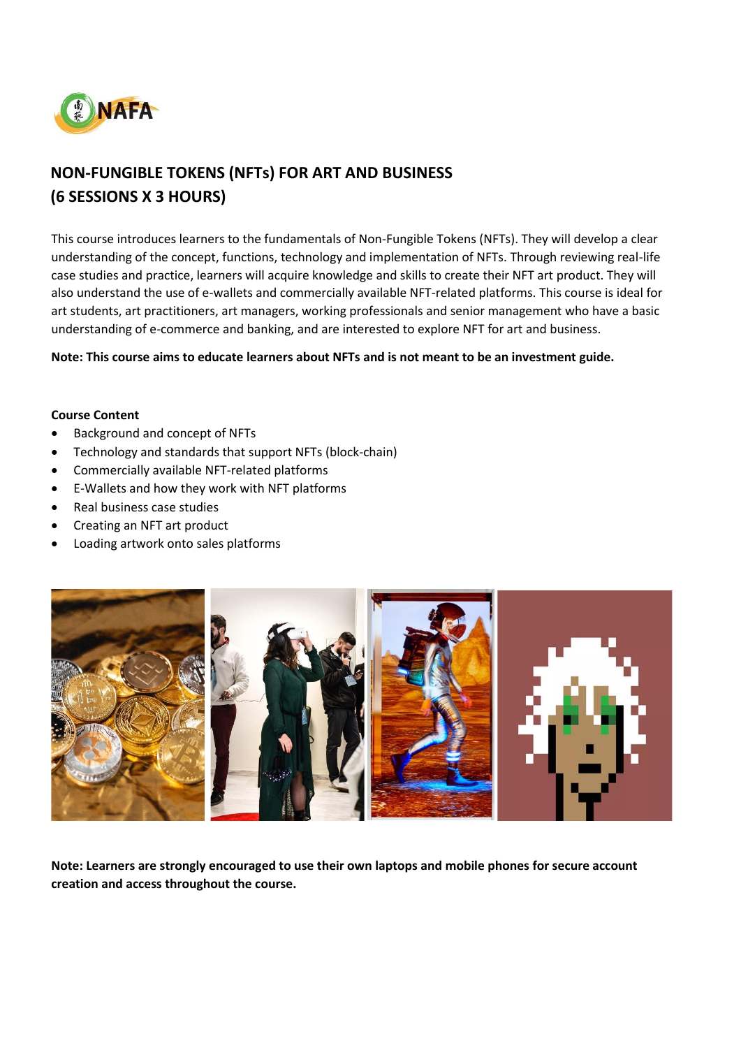# NON-FUNGIBLE TOKENS (NFTs) FOR ART AND BUSINESS (6 SESSIONS X 3 HOURS)

This course introduces learners to the fundamentals of Non-Fungible Tokens (NFTs). They will develop a clear understanding of the concept, functions, technology and implementation of NFTs. Through reviewing real-life case studies and practice, learners will acquire knowledge and skills to create their NFT art product. They will also understand the use of e-wallets and commercially available NFT-related platforms. This course is ideal for art students, art practitioners, art managers, working professionals and senior management who have a basic understanding of e-commerce and banking, and are interested to explore NFT for art and business.

**Note: This course aims to educate learners about NFTs and is not meant to be an investment guide.**

**Course Content**

- Background and concept of NFTs
- Technology and standards that support NFTs (block-chain)
- Commercially available NFT-related platforms
- E-Wallets and how they work with NFT platforms
- Real business case studies
- Creating an NFT art product
- Loading artwork onto sales platforms

**Note: Learners are strongly encouraged to use their own laptops and mobile phones for secure account creation and access throughout the course.**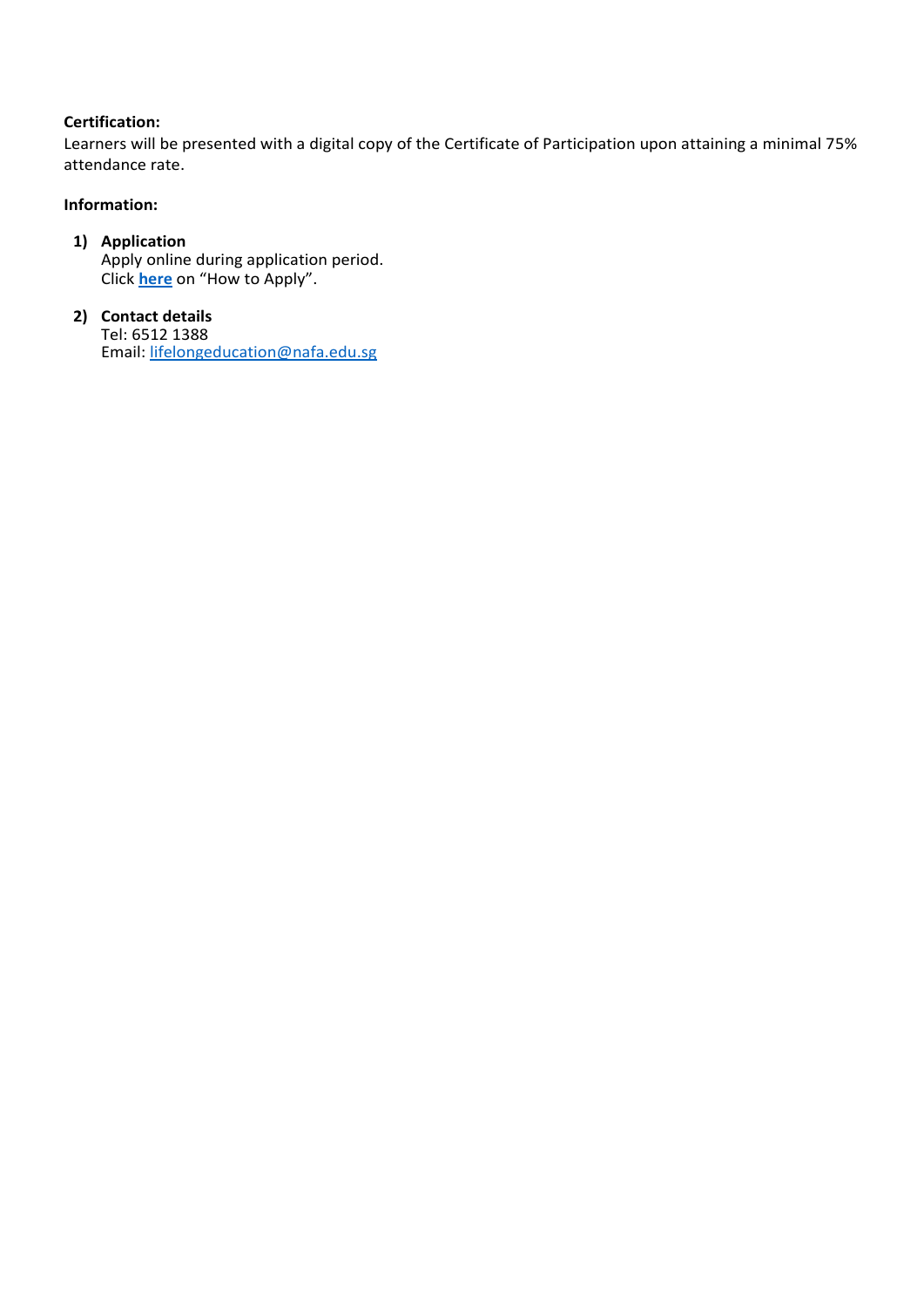**Certification:**
Learners will be presented with a digital copy of the Certificate of Participation upon attaining a minimal 75% attendance rate.

**Information:**

1) **Application**
   Apply online during application period.
   Click **here** on "How to Apply".

2) **Contact details**
   Tel: 6512 1388
   Email: lifelongeducation@nafa.edu.sg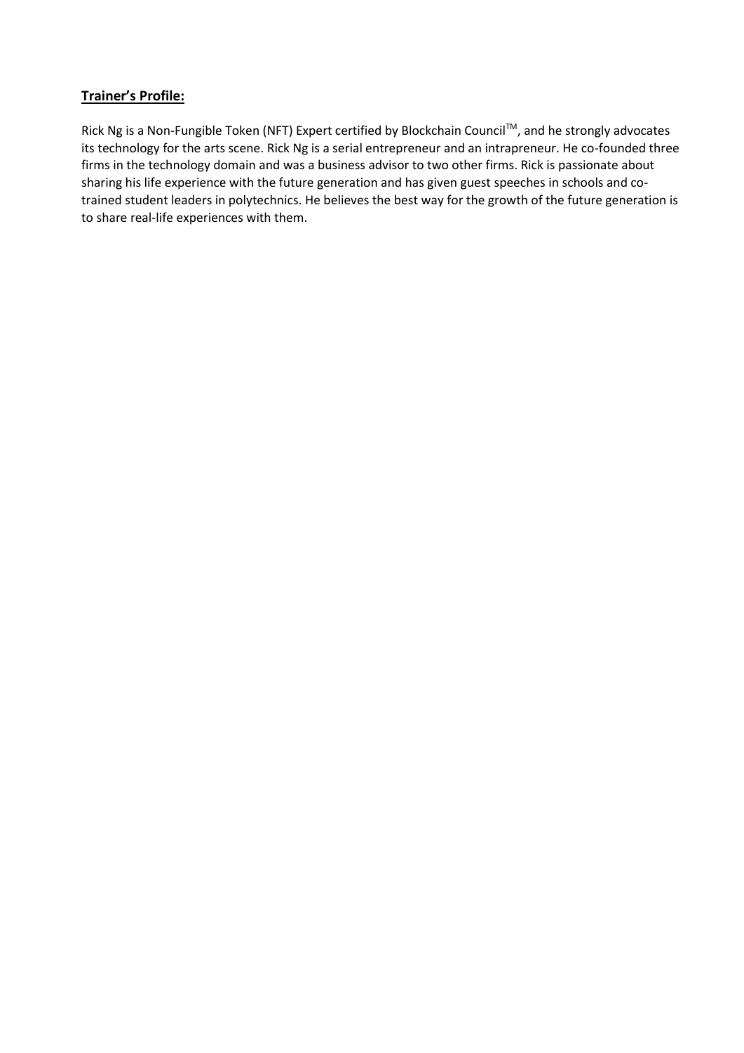**Trainer's Profile:**

Rick Ng is a Non-Fungible Token (NFT) Expert certified by Blockchain Council™, and he strongly advocates its technology for the arts scene. Rick Ng is a serial entrepreneur and an intrapreneur. He co-founded three firms in the technology domain and was a business advisor to two other firms. Rick is passionate about sharing his life experience with the future generation and has given guest speeches in schools and co-trained student leaders in polytechnics. He believes the best way for the growth of the future generation is to share real-life experiences with them.